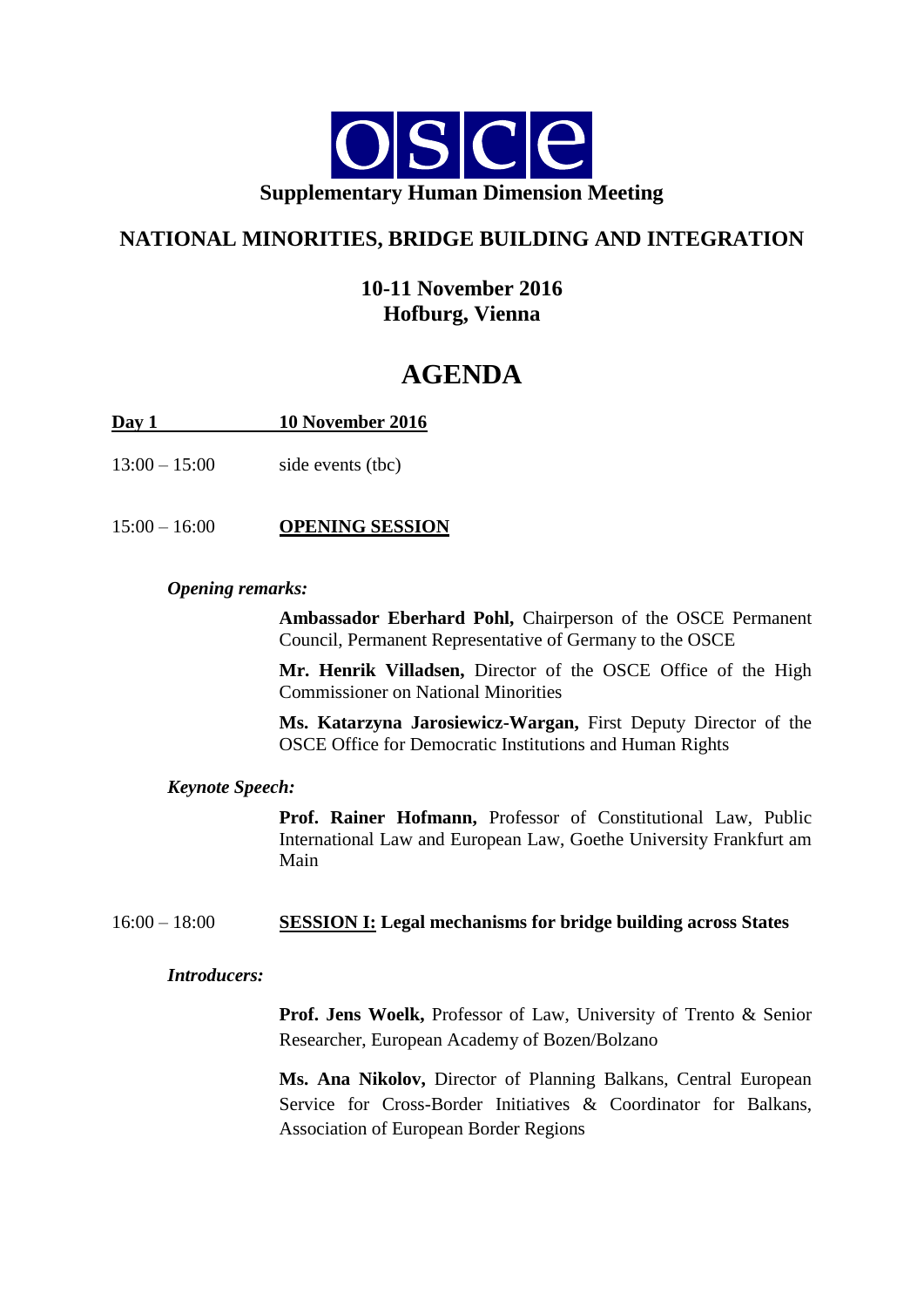OSCE

**Supplementary Human Dimension Meeting**

# NATIONAL MINORITIES, BRIDGE BUILDING AND INTEGRATION

**10-11 November 2016**
**Hofburg, Vienna**

# AGENDA

**Day 1** **10 November 2016**

13:00 – 15:00 side events (tbc)

15:00 – 16:00 **OPENING SESSION**

***Opening remarks:***

**Ambassador Eberhard Pohl,** Chairperson of the OSCE Permanent Council, Permanent Representative of Germany to the OSCE

**Mr. Henrik Villadsen,** Director of the OSCE Office of the High Commissioner on National Minorities

**Ms. Katarzyna Jarosiewicz-Wargan,** First Deputy Director of the OSCE Office for Democratic Institutions and Human Rights

***Keynote Speech:***

**Prof. Rainer Hofmann,** Professor of Constitutional Law, Public International Law and European Law, Goethe University Frankfurt am Main

16:00 – 18:00 **SESSION I: Legal mechanisms for bridge building across States**

***Introducers:***

**Prof. Jens Woelk,** Professor of Law, University of Trento & Senior Researcher, European Academy of Bozen/Bolzano

**Ms. Ana Nikolov,** Director of Planning Balkans, Central European Service for Cross-Border Initiatives & Coordinator for Balkans, Association of European Border Regions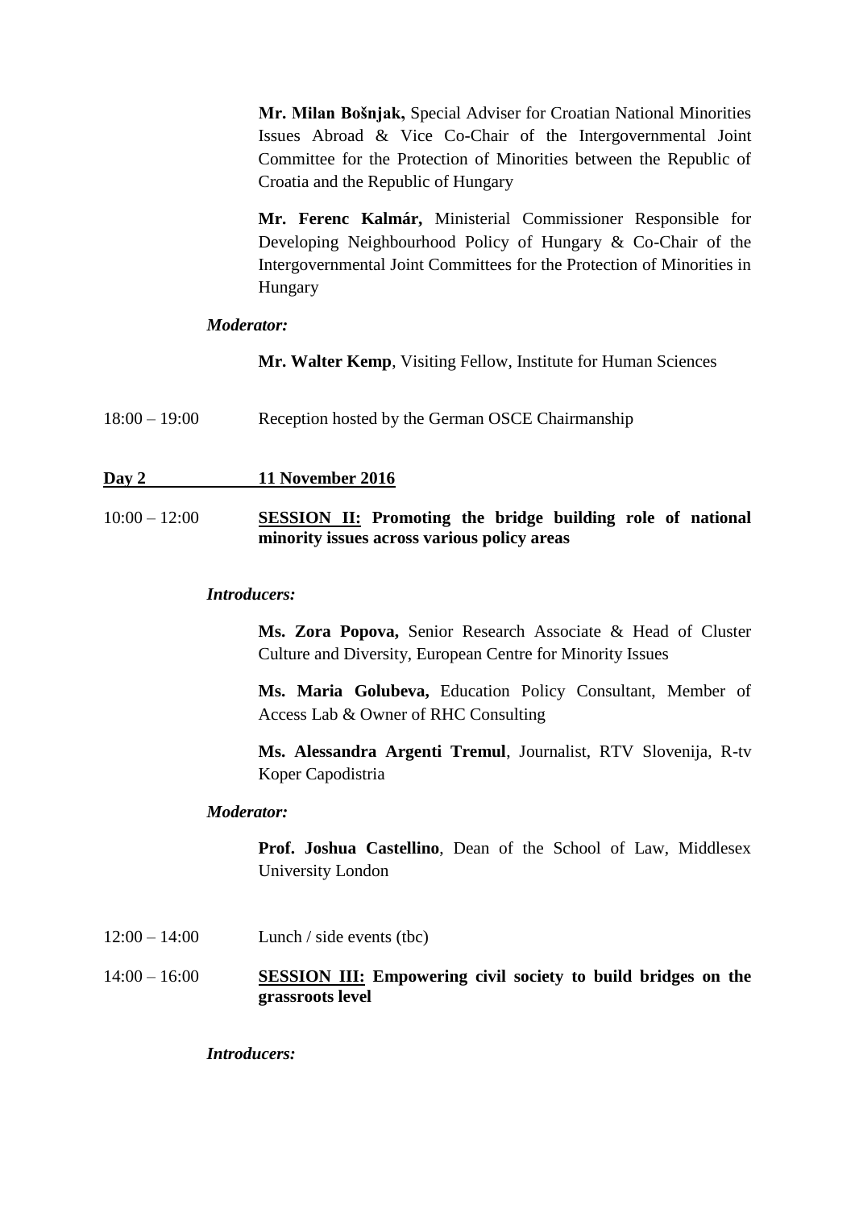**Mr. Milan Bošnjak,** Special Adviser for Croatian National Minorities Issues Abroad & Vice Co-Chair of the Intergovernmental Joint Committee for the Protection of Minorities between the Republic of Croatia and the Republic of Hungary

**Mr. Ferenc Kalmár,** Ministerial Commissioner Responsible for Developing Neighbourhood Policy of Hungary & Co-Chair of the Intergovernmental Joint Committees for the Protection of Minorities in Hungary

***Moderator:***

**Mr. Walter Kemp**, Visiting Fellow, Institute for Human Sciences

18:00 – 19:00 Reception hosted by the German OSCE Chairmanship

**Day 2 11 November 2016**

10:00 – 12:00 **SESSION II: Promoting the bridge building role of national minority issues across various policy areas**

***Introducers:***

**Ms. Zora Popova,** Senior Research Associate & Head of Cluster Culture and Diversity, European Centre for Minority Issues

**Ms. Maria Golubeva,** Education Policy Consultant, Member of Access Lab & Owner of RHC Consulting

**Ms. Alessandra Argenti Tremul**, Journalist, RTV Slovenija, R-tv Koper Capodistria

***Moderator:***

**Prof. Joshua Castellino**, Dean of the School of Law, Middlesex University London

12:00 – 14:00 Lunch / side events (tbc)

14:00 – 16:00 **SESSION III: Empowering civil society to build bridges on the grassroots level**

***Introducers:***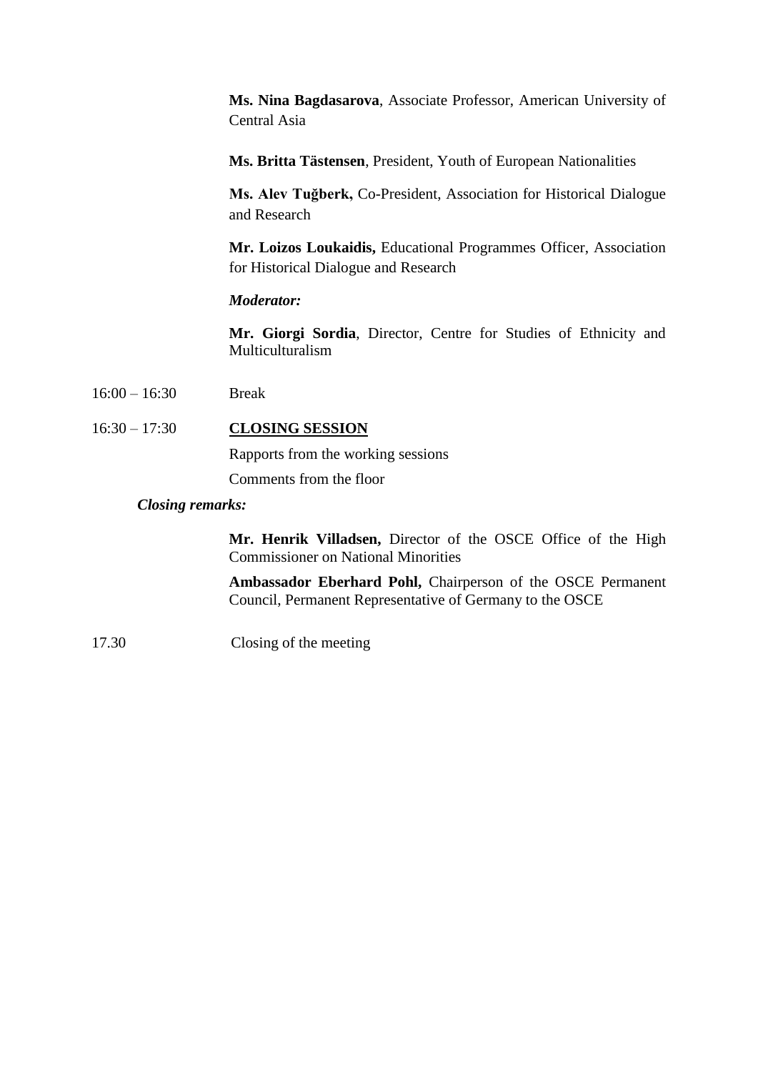**Ms. Nina Bagdasarova**, Associate Professor, American University of Central Asia

**Ms. Britta Tästensen**, President, Youth of European Nationalities

**Ms. Alev Tuğberk,** Co-President, Association for Historical Dialogue and Research

**Mr. Loizos Loukaidis,** Educational Programmes Officer, Association for Historical Dialogue and Research

***Moderator:***

**Mr. Giorgi Sordia**, Director, Centre for Studies of Ethnicity and Multiculturalism

16:00 – 16:30 Break

16:30 – 17:30 **CLOSING SESSION**

Rapports from the working sessions

Comments from the floor

***Closing remarks:***

**Mr. Henrik Villadsen,** Director of the OSCE Office of the High Commissioner on National Minorities

**Ambassador Eberhard Pohl,** Chairperson of the OSCE Permanent Council, Permanent Representative of Germany to the OSCE

17.30 Closing of the meeting